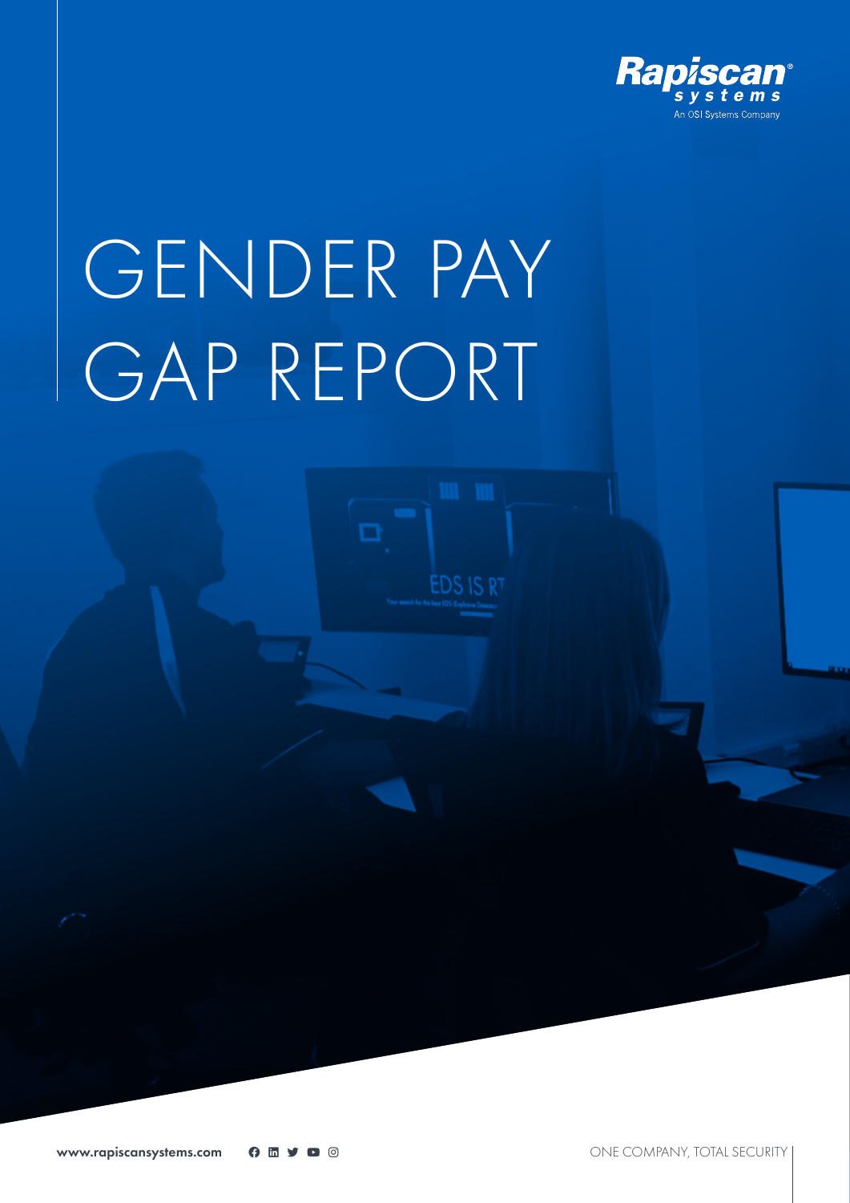Rapiscan systems
An OSI Systems Company

# GENDER PAY GAP REPORT

www.rapiscansystems.com

ONE COMPANY, TOTAL SECURITY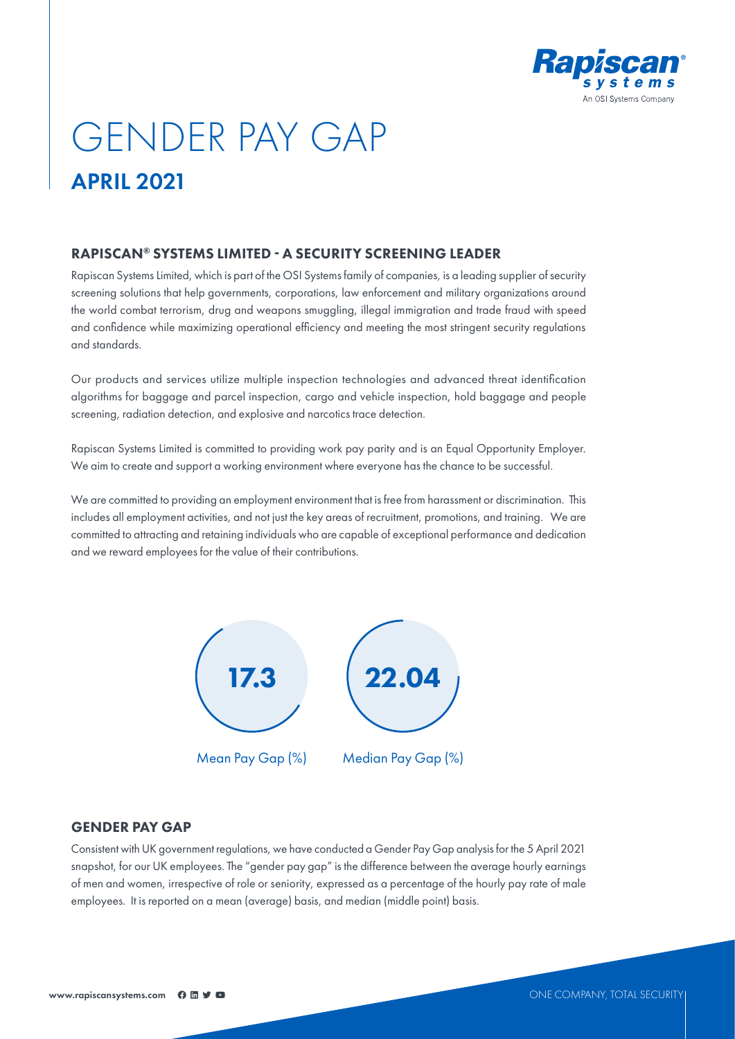# GENDER PAY GAP

## APRIL 2021

### RAPISCAN® SYSTEMS LIMITED - A SECURITY SCREENING LEADER

Rapiscan Systems Limited, which is part of the OSI Systems family of companies, is a leading supplier of security screening solutions that help governments, corporations, law enforcement and military organizations around the world combat terrorism, drug and weapons smuggling, illegal immigration and trade fraud with speed and confidence while maximizing operational efficiency and meeting the most stringent security regulations and standards.

Our products and services utilize multiple inspection technologies and advanced threat identification algorithms for baggage and parcel inspection, cargo and vehicle inspection, hold baggage and people screening, radiation detection, and explosive and narcotics trace detection.

Rapiscan Systems Limited is committed to providing work pay parity and is an Equal Opportunity Employer. We aim to create and support a working environment where everyone has the chance to be successful.

We are committed to providing an employment environment that is free from harassment or discrimination. This includes all employment activities, and not just the key areas of recruitment, promotions, and training. We are committed to attracting and retaining individuals who are capable of exceptional performance and dedication and we reward employees for the value of their contributions.

**17.3**
Mean Pay Gap (%)

**22.04**
Median Pay Gap (%)

### GENDER PAY GAP

Consistent with UK government regulations, we have conducted a Gender Pay Gap analysis for the 5 April 2021 snapshot, for our UK employees. The "gender pay gap" is the difference between the average hourly earnings of men and women, irrespective of role or seniority, expressed as a percentage of the hourly pay rate of male employees. It is reported on a mean (average) basis, and median (middle point) basis.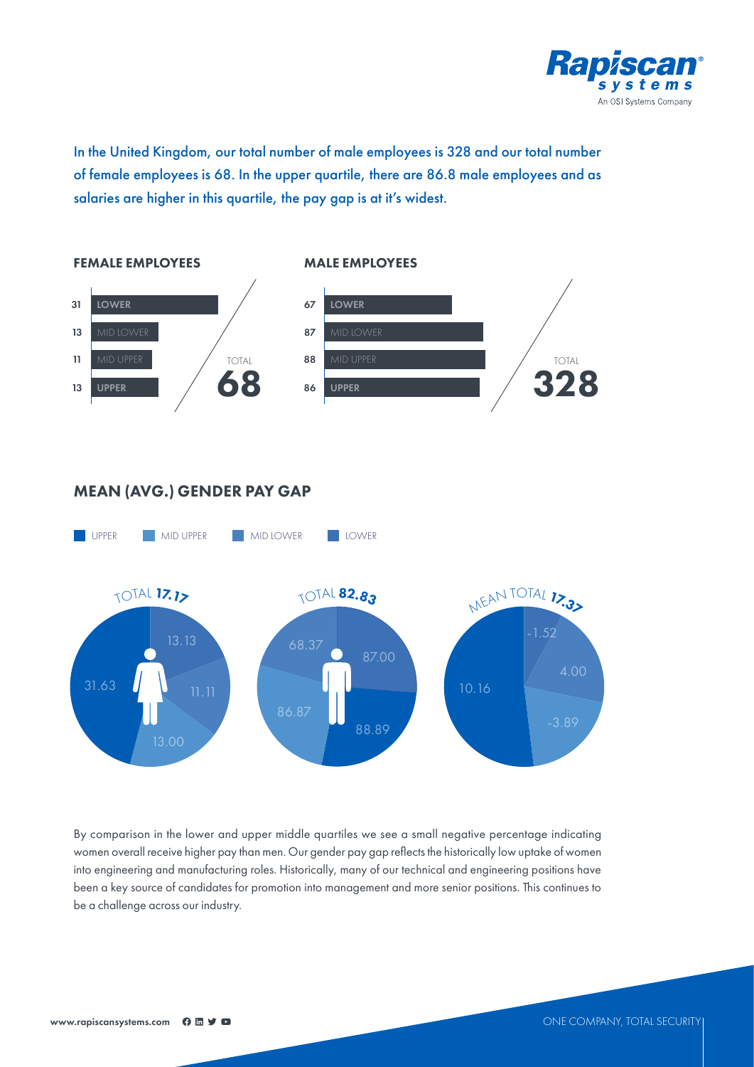In the United Kingdom, our total number of male employees is 328 and our total number of female employees is 68. In the upper quartile, there are 86.8 male employees and as salaries are higher in this quartile, the pay gap is at it's widest.

**FEMALE EMPLOYEES**

| Quartile | Number |
|---|---|
| LOWER | 31 |
| MID LOWER | 13 |
| MID UPPER | 11 |
| UPPER | 13 |
| TOTAL | 68 |

**MALE EMPLOYEES**

| Quartile | Number |
|---|---|
| LOWER | 67 |
| MID LOWER | 87 |
| MID UPPER | 88 |
| UPPER | 86 |
| TOTAL | 328 |

## MEAN (AVG.) GENDER PAY GAP

UPPER | MID UPPER | MID LOWER | LOWER

TOTAL **17.17**

13.13, 11.11, 13.00, 31.63

TOTAL **82.83**

87.00, 88.89, 86.87, 68.37

MEAN TOTAL **17.37**

-1.52, 4.00, -3.89, 10.16

By comparison in the lower and upper middle quartiles we see a small negative percentage indicating women overall receive higher pay than men. Our gender pay gap reflects the historically low uptake of women into engineering and manufacturing roles. Historically, many of our technical and engineering positions have been a key source of candidates for promotion into management and more senior positions. This continues to be a challenge across our industry.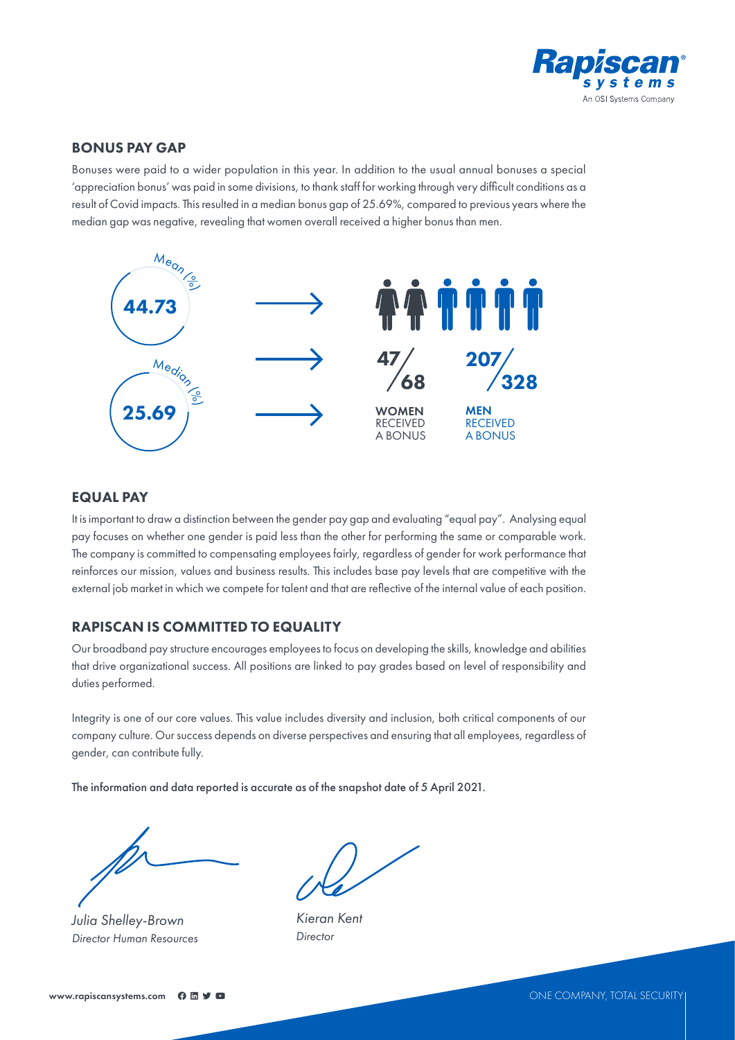## BONUS PAY GAP

Bonuses were paid to a wider population in this year. In addition to the usual annual bonuses a special 'appreciation bonus' was paid in some divisions, to thank staff for working through very difficult conditions as a result of Covid impacts. This resulted in a median bonus gap of 25.69%, compared to previous years where the median gap was negative, revealing that women overall received a higher bonus than men.

Mean (%) **44.73**

Median (%) **25.69**

**47/68** **WOMEN** RECEIVED A BONUS

**207/328** **MEN** RECEIVED A BONUS

## EQUAL PAY

It is important to draw a distinction between the gender pay gap and evaluating "equal pay". Analysing equal pay focuses on whether one gender is paid less than the other for performing the same or comparable work. The company is committed to compensating employees fairly, regardless of gender for work performance that reinforces our mission, values and business results. This includes base pay levels that are competitive with the external job market in which we compete for talent and that are reflective of the internal value of each position.

## RAPISCAN IS COMMITTED TO EQUALITY

Our broadband pay structure encourages employees to focus on developing the skills, knowledge and abilities that drive organizational success. All positions are linked to pay grades based on level of responsibility and duties performed.

Integrity is one of our core values. This value includes diversity and inclusion, both critical components of our company culture. Our success depends on diverse perspectives and ensuring that all employees, regardless of gender, can contribute fully.

The information and data reported is accurate as of the snapshot date of 5 April 2021.

*Julia Shelley-Brown*
*Director Human Resources*

*Kieran Kent*
*Director*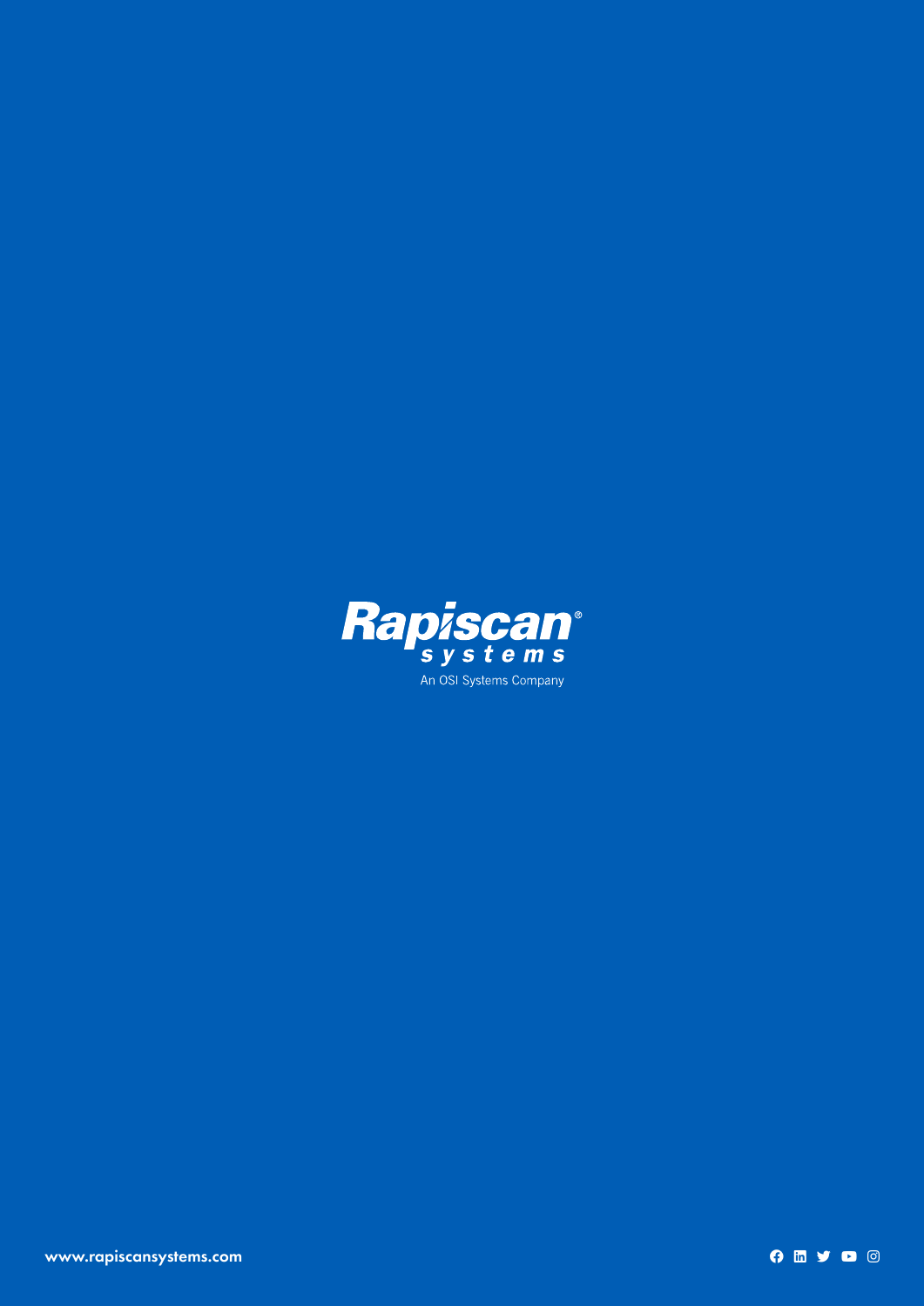Rapiscan systems

An OSI Systems Company

www.rapiscansystems.com